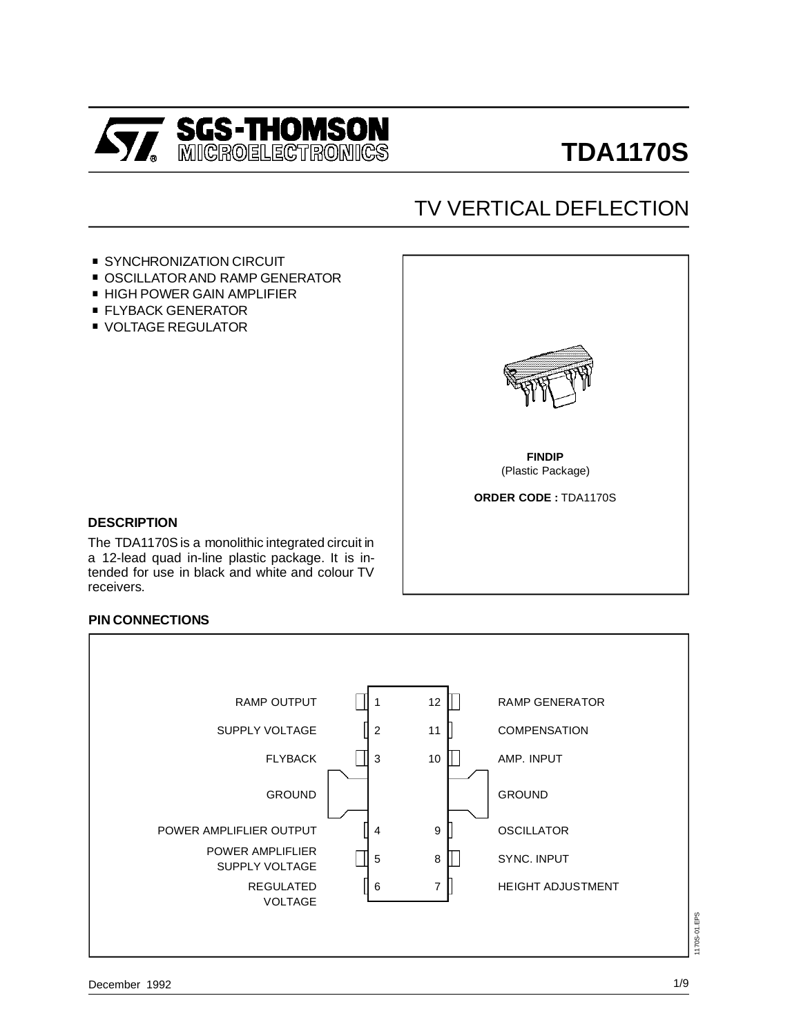# TDA1170S

## TV VERTICAL DEFLECTION

- SYNCHRONIZATION CIRCUIT
- OSCILLATOR AND RAMP GENERATOR
- HIGH POWER GAIN AMPLIFIER
- FLYBACK GENERATOR
- VOLTAGE REGULATOR

**FINDIP**
(Plastic Package)

**ORDER CODE :** TDA1170S

### DESCRIPTION

The TDA1170S is a monolithic integrated circuit in a 12-lead quad in-line plastic package. It is intended for use in black and white and colour TV receivers.

### PIN CONNECTIONS

| Function | Pin | Pin | Function |
|---|---|---|---|
| RAMP OUTPUT | 1 | 12 | RAMP GENERATOR |
| SUPPLY VOLTAGE | 2 | 11 | COMPENSATION |
| FLYBACK | 3 | 10 | AMP. INPUT |
| GROUND | | | GROUND |
| POWER AMPLIFLIER OUTPUT | 4 | 9 | OSCILLATOR |
| POWER AMPLIFLIER SUPPLY VOLTAGE | 5 | 8 | SYNC. INPUT |
| REGULATED VOLTAGE | 6 | 7 | HEIGHT ADJUSTMENT |

December 1992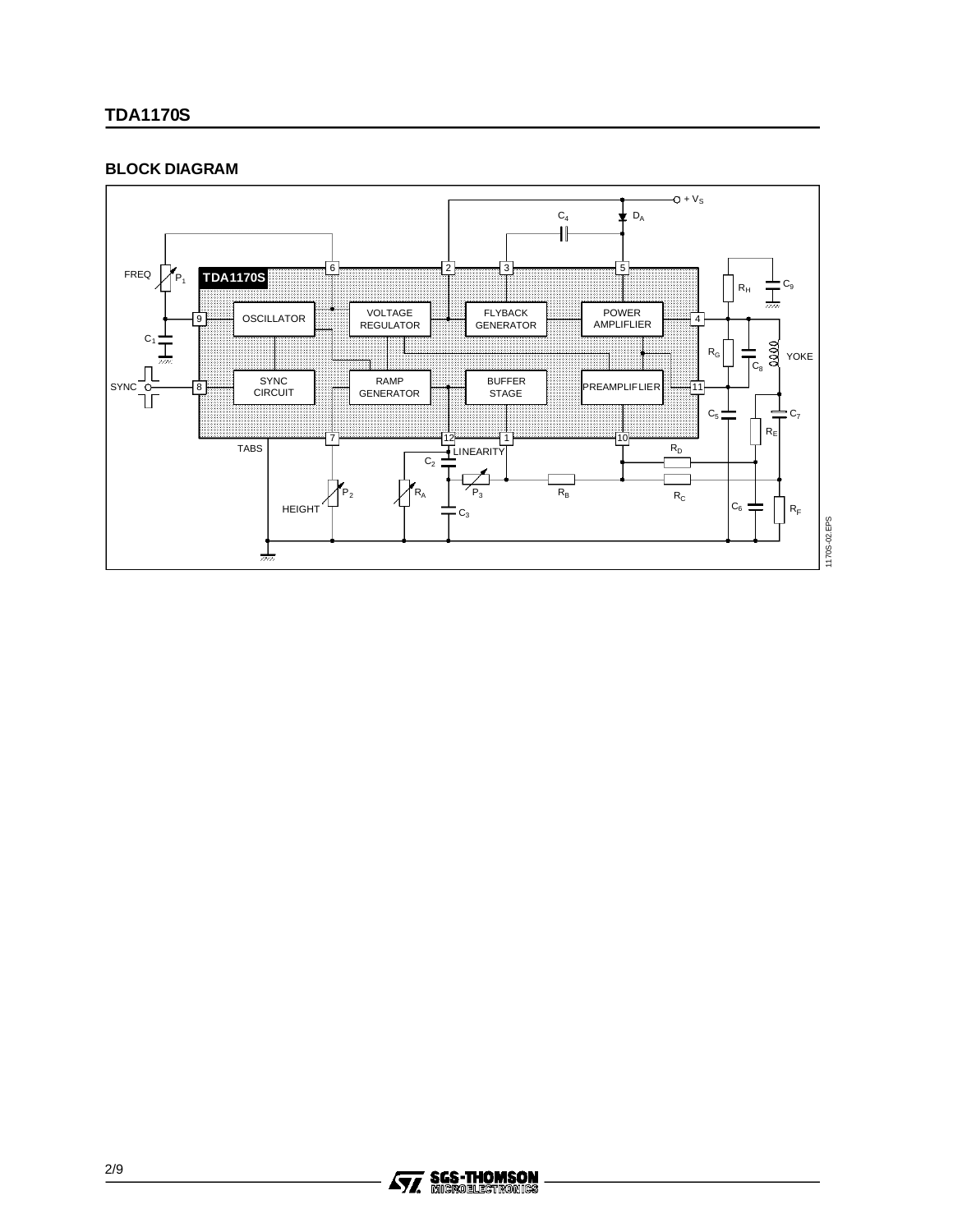## BLOCK DIAGRAM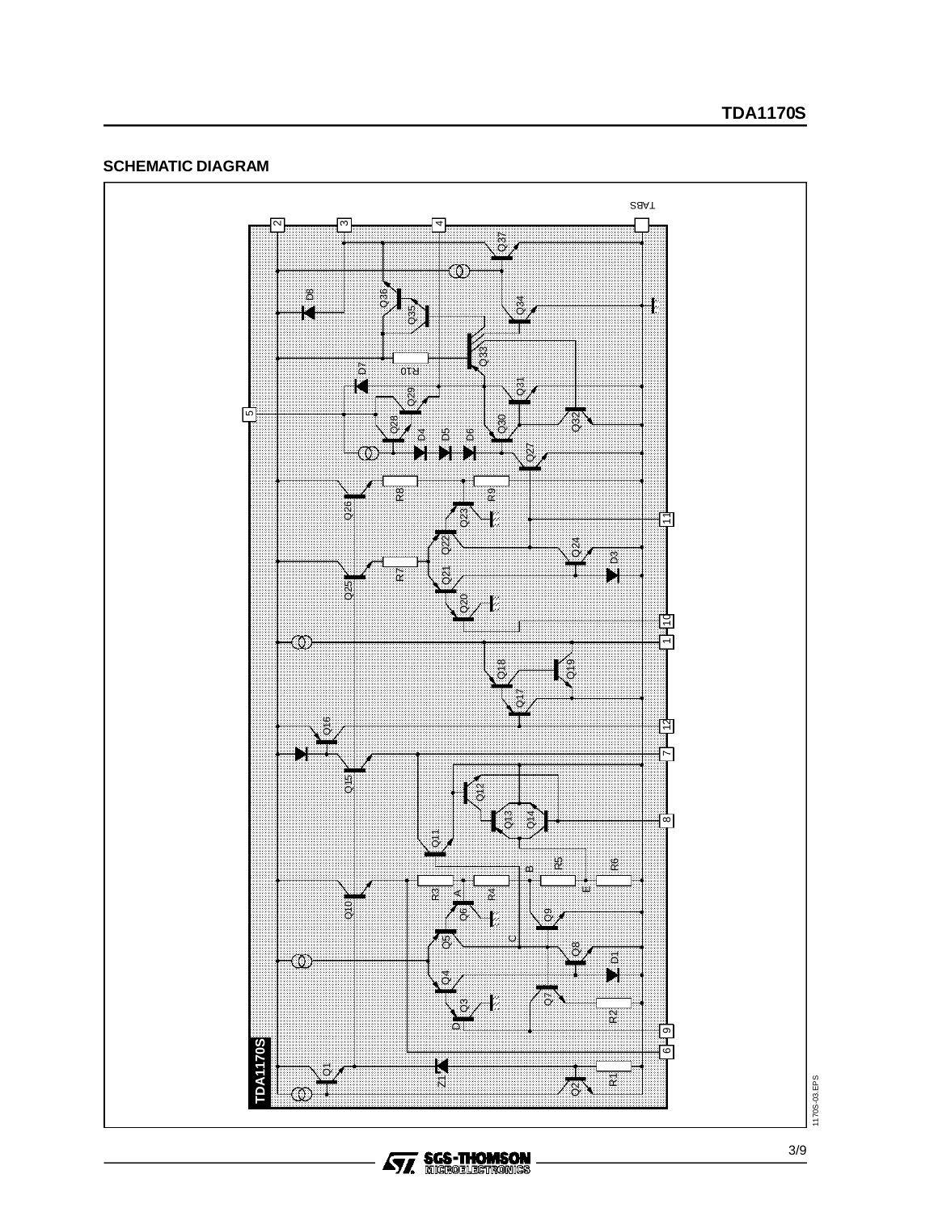## SCHEMATIC DIAGRAM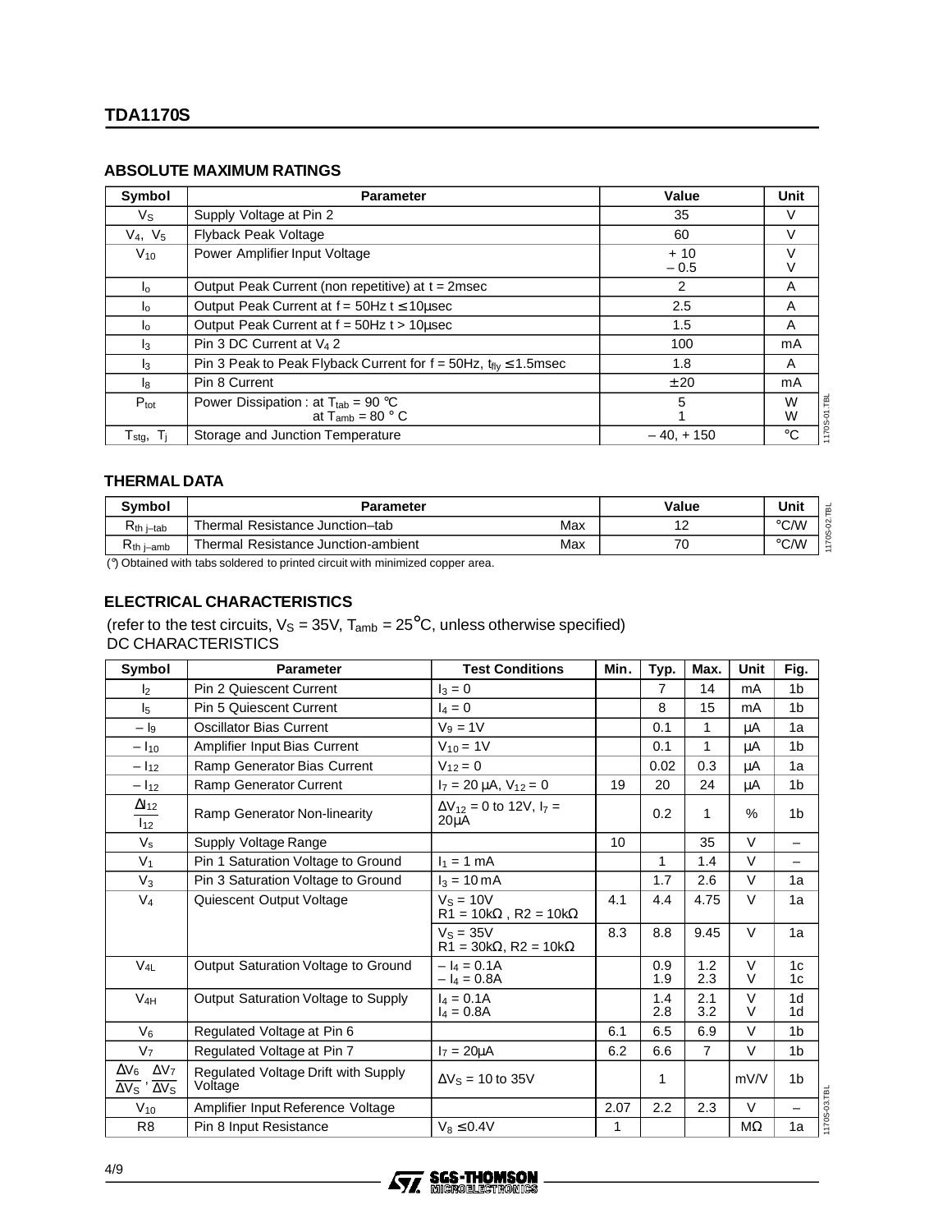## ABSOLUTE MAXIMUM RATINGS

| Symbol | Parameter | Value | Unit |
|---|---|---|---|
| $V_S$ | Supply Voltage at Pin 2 | 35 | V |
| $V_4$, $V_5$ | Flyback Peak Voltage | 60 | V |
| $V_{10}$ | Power Amplifier Input Voltage | + 10<br>– 0.5 | V<br>V |
| $I_o$ | Output Peak Current (non repetitive) at t = 2msec | 2 | A |
| $I_o$ | Output Peak Current at f = 50Hz t ≤ 10μsec | 2.5 | A |
| $I_o$ | Output Peak Current at f = 50Hz t > 10μsec | 1.5 | A |
| $I_3$ | Pin 3 DC Current at $V_4$ 2 | 100 | mA |
| $I_3$ | Pin 3 Peak to Peak Flyback Current for f = 50Hz, $t_{fly}$ ≤ 1.5msec | 1.8 | A |
| $I_8$ | Pin 8 Current | ± 20 | mA |
| $P_{tot}$ | Power Dissipation : at $T_{tab}$ = 90 °C<br>at $T_{amb}$ = 80 ° C | 5<br>1 | W<br>W |
| $T_{stg}$, $T_j$ | Storage and Junction Temperature | – 40, + 150 | °C |

## THERMAL DATA

| Symbol | Parameter | | Value | Unit |
|---|---|---|---|---|
| $R_{th\ j-tab}$ | Thermal Resistance Junction–tab | Max | 12 | °C/W |
| $R_{th\ j-amb}$ | Thermal Resistance Junction-ambient | Max | 70 | °C/W |

(*) Obtained with tabs soldered to printed circuit with minimized copper area.

## ELECTRICAL CHARACTERISTICS

(refer to the test circuits, $V_S$ = 35V, $T_{amb}$ = 25°C, unless otherwise specified)
DC CHARACTERISTICS

| Symbol | Parameter | Test Conditions | Min. | Typ. | Max. | Unit | Fig. |
|---|---|---|---|---|---|---|---|
| $I_2$ | Pin 2 Quiescent Current | $I_3$ = 0 | | 7 | 14 | mA | 1b |
| $I_5$ | Pin 5 Quiescent Current | $I_4$ = 0 | | 8 | 15 | mA | 1b |
| $-I_9$ | Oscillator Bias Current | $V_9$ = 1V | | 0.1 | 1 | μA | 1a |
| $-I_{10}$ | Amplifier Input Bias Current | $V_{10}$ = 1V | | 0.1 | 1 | μA | 1b |
| $-I_{12}$ | Ramp Generator Bias Current | $V_{12}$ = 0 | | 0.02 | 0.3 | μA | 1a |
| $-I_{12}$ | Ramp Generator Current | $I_7$ = 20 μA, $V_{12}$ = 0 | 19 | 20 | 24 | μA | 1b |
| $\frac{\Delta I_{12}}{I_{12}}$ | Ramp Generator Non-linearity | $\Delta V_{12}$ = 0 to 12V, $I_7$ = 20μA | | 0.2 | 1 | % | 1b |
| $V_s$ | Supply Voltage Range | | 10 | | 35 | V | – |
| $V_1$ | Pin 1 Saturation Voltage to Ground | $I_1$ = 1 mA | | 1 | 1.4 | V | – |
| $V_3$ | Pin 3 Saturation Voltage to Ground | $I_3$ = 10 mA | | 1.7 | 2.6 | V | 1a |
| $V_4$ | Quiescent Output Voltage | $V_S$ = 10V<br>R1 = 10kΩ , R2 = 10kΩ | 4.1 | 4.4 | 4.75 | V | 1a |
| | | $V_S$ = 35V<br>R1 = 30kΩ, R2 = 10kΩ | 8.3 | 8.8 | 9.45 | V | 1a |
| $V_{4L}$ | Output Saturation Voltage to Ground | $-I_4$ = 0.1A<br>$-I_4$ = 0.8A | | 0.9<br>1.9 | 1.2<br>2.3 | V<br>V | 1c<br>1c |
| $V_{4H}$ | Output Saturation Voltage to Supply | $I_4$ = 0.1A<br>$I_4$ = 0.8A | | 1.4<br>2.8 | 2.1<br>3.2 | V<br>V | 1d<br>1d |
| $V_6$ | Regulated Voltage at Pin 6 | | 6.1 | 6.5 | 6.9 | V | 1b |
| $V_7$ | Regulated Voltage at Pin 7 | $I_7$ = 20μA | 6.2 | 6.6 | 7 | V | 1b |
| $\frac{\Delta V_6}{\Delta V_S}$, $\frac{\Delta V_7}{\Delta V_S}$ | Regulated Voltage Drift with Supply Voltage | $\Delta V_S$ = 10 to 35V | | 1 | | mV/V | 1b |
| $V_{10}$ | Amplifier Input Reference Voltage | | 2.07 | 2.2 | 2.3 | V | – |
| R8 | Pin 8 Input Resistance | $V_8$ ≤ 0.4V | 1 | | | MΩ | 1a |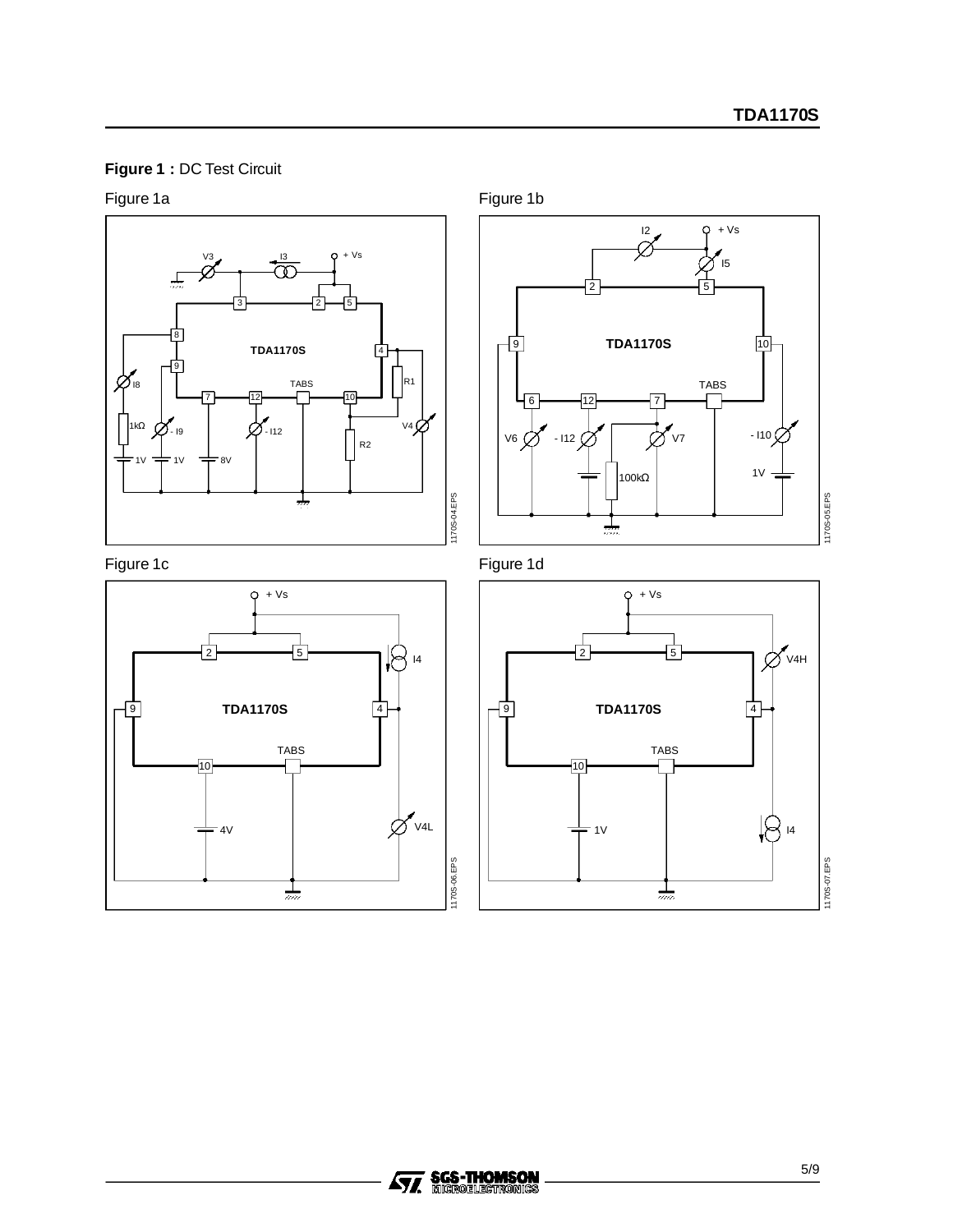**Figure 1 :** DC Test Circuit

Figure 1a

Figure 1b

Figure 1c

Figure 1d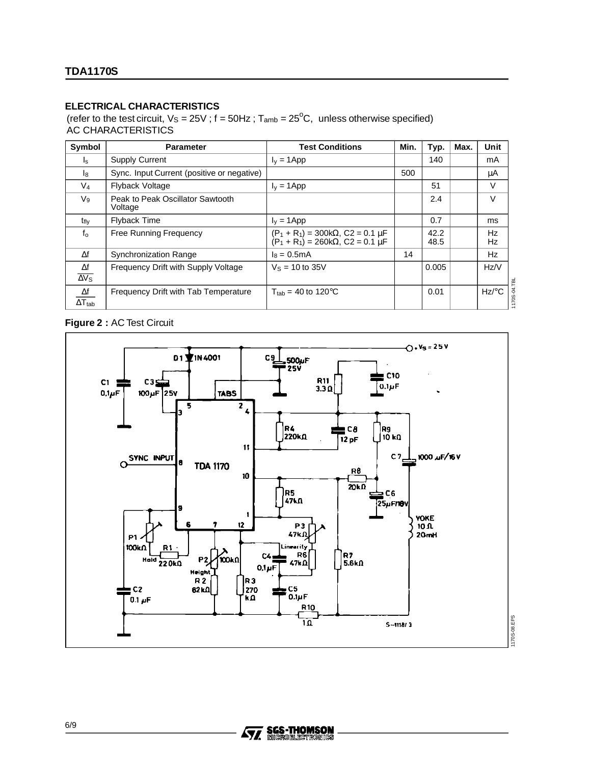## ELECTRICAL CHARACTERISTICS

(refer to the test circuit, $V_S$ = 25V ; f = 50Hz ; $T_{amb}$ = 25°C, unless otherwise specified)
AC CHARACTERISTICS

| Symbol | Parameter | Test Conditions | Min. | Typ. | Max. | Unit |
|---|---|---|---|---|---|---|
| $I_s$ | Supply Current | $I_y$ = 1App | | 140 | | mA |
| $I_8$ | Sync. Input Current (positive or negative) | | 500 | | | µA |
| $V_4$ | Flyback Voltage | $I_y$ = 1App | | 51 | | V |
| $V_9$ | Peak to Peak Oscillator Sawtooth Voltage | | | 2.4 | | V |
| $t_{fly}$ | Flyback Time | $I_y$ = 1App | | 0.7 | | ms |
| $f_o$ | Free Running Frequency | $(P_1 + R_1)$ = 300kΩ, C2 = 0.1 µF<br>$(P_1 + R_1)$ = 260kΩ, C2 = 0.1 µF | | 42.2<br>48.5 | | Hz<br>Hz |
| Δf | Synchronization Range | $I_8$ = 0.5mA | 14 | | | Hz |
| $\frac{\Delta f}{\Delta V_S}$ | Frequency Drift with Supply Voltage | $V_S$ = 10 to 35V | | 0.005 | | Hz/V |
| $\frac{\Delta f}{\Delta T_{tab}}$ | Frequency Drift with Tab Temperature | $T_{tab}$ = 40 to 120°C | | 0.01 | | Hz/°C |

**Figure 2 :** AC Test Circuit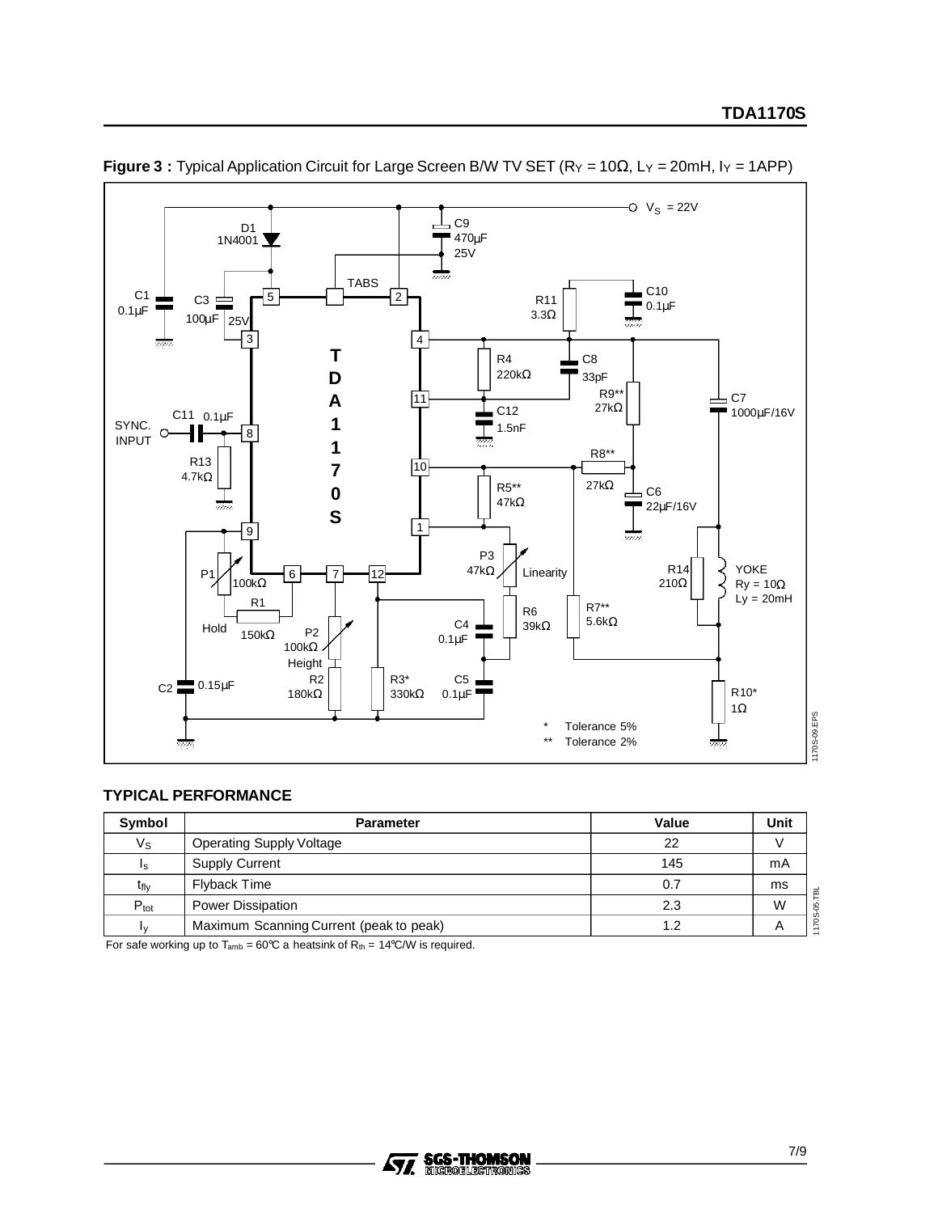**Figure 3 :** Typical Application Circuit for Large Screen B/W TV SET ($R_Y = 10\Omega$, $L_Y = 20mH$, $I_Y = 1APP$)

## TYPICAL PERFORMANCE

| Symbol | Parameter | Value | Unit |
|---|---|---|---|
| $V_S$ | Operating Supply Voltage | 22 | V |
| $I_s$ | Supply Current | 145 | mA |
| $t_{fly}$ | Flyback Time | 0.7 | ms |
| $P_{tot}$ | Power Dissipation | 2.3 | W |
| $I_y$ | Maximum Scanning Current (peak to peak) | 1.2 | A |

For safe working up to $T_{amb}$ = 60°C a heatsink of $R_{th}$ = 14°C/W is required.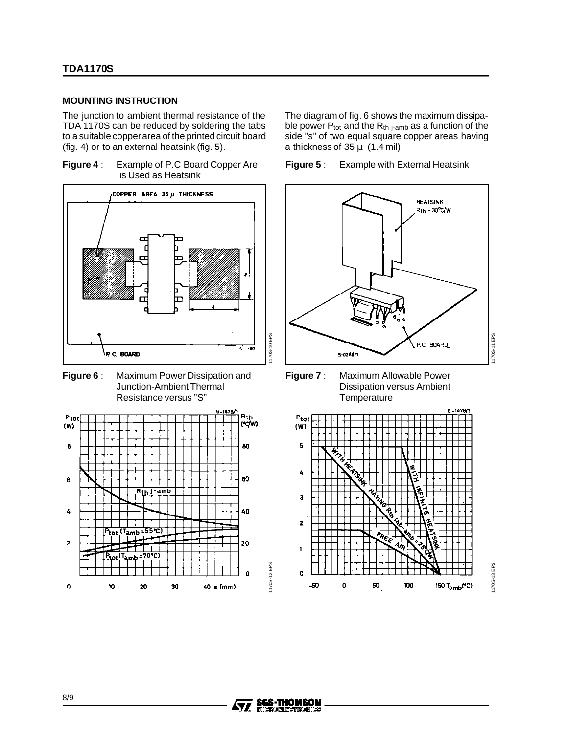## MOUNTING INSTRUCTION

The junction to ambient thermal resistance of the TDA 1170S can be reduced by soldering the tabs to a suitable copper area of the printed circuit board (fig. 4) or to an external heatsink (fig. 5).

The diagram of fig. 6 shows the maximum dissipable power $P_{tot}$ and the $R_{th\ j\text{-}amb}$ as a function of the side "s" of two equal square copper areas having a thickness of 35 µ (1.4 mil).

**Figure 4** : Example of P.C Board Copper Are is Used as Heatsink

**Figure 5** : Example with External Heatsink

**Figure 6** : Maximum Power Dissipation and Junction-Ambient Thermal Resistance versus "S"

**Figure 7** : Maximum Allowable Power Dissipation versus Ambient Temperature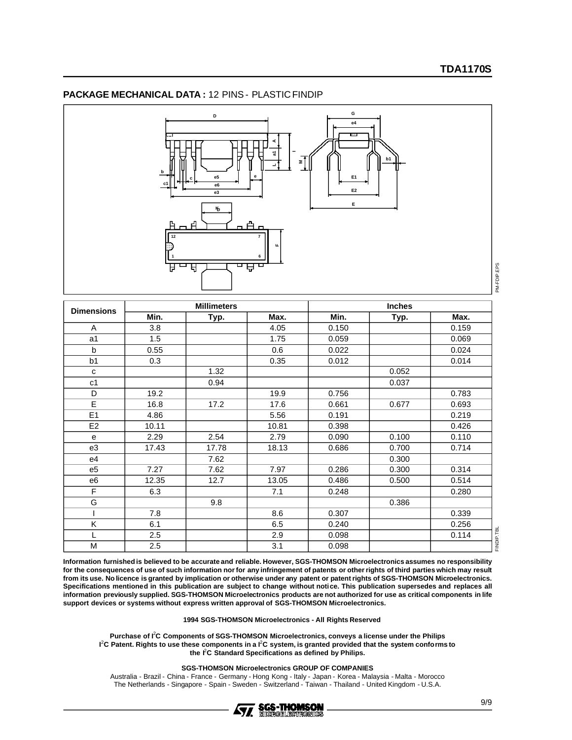## PACKAGE MECHANICAL DATA : 12 PINS - PLASTIC FINDIP

D
G
e4
A
a1
I
L
M
b1
b
c
e5
e
c1
e6
e3
E1
E2
E
K
F
12
7
1
6

PM-FDIP.EPS

| Dimensions | Millimeters | | | Inches | | |
|---|---|---|---|---|---|---|
| | Min. | Typ. | Max. | Min. | Typ. | Max. |
| A | 3.8 | | 4.05 | 0.150 | | 0.159 |
| a1 | 1.5 | | 1.75 | 0.059 | | 0.069 |
| b | 0.55 | | 0.6 | 0.022 | | 0.024 |
| b1 | 0.3 | | 0.35 | 0.012 | | 0.014 |
| c | | 1.32 | | | 0.052 | |
| c1 | | 0.94 | | | 0.037 | |
| D | 19.2 | | 19.9 | 0.756 | | 0.783 |
| E | 16.8 | 17.2 | 17.6 | 0.661 | 0.677 | 0.693 |
| E1 | 4.86 | | 5.56 | 0.191 | | 0.219 |
| E2 | 10.11 | | 10.81 | 0.398 | | 0.426 |
| e | 2.29 | 2.54 | 2.79 | 0.090 | 0.100 | 0.110 |
| e3 | 17.43 | 17.78 | 18.13 | 0.686 | 0.700 | 0.714 |
| e4 | | 7.62 | | | 0.300 | |
| e5 | 7.27 | 7.62 | 7.97 | 0.286 | 0.300 | 0.314 |
| e6 | 12.35 | 12.7 | 13.05 | 0.486 | 0.500 | 0.514 |
| F | 6.3 | | 7.1 | 0.248 | | 0.280 |
| G | | 9.8 | | | 0.386 | |
| I | 7.8 | | 8.6 | 0.307 | | 0.339 |
| K | 6.1 | | 6.5 | 0.240 | | 0.256 |
| L | 2.5 | | 2.9 | 0.098 | | 0.114 |
| M | 2.5 | | 3.1 | 0.098 | | |

FINDIP.TBL

**Information furnished is believed to be accurate and reliable. However, SGS-THOMSON Microelectronics assumes no responsibility for the consequences of use of such information nor for any infringement of patents or other rights of third parties which may result from its use. No licence is granted by implication or otherwise under any patent or patent rights of SGS-THOMSON Microelectronics. Specifications mentioned in this publication are subject to change without notice. This publication supersedes and replaces all information previously supplied. SGS-THOMSON Microelectronics products are not authorized for use as critical components in life support devices or systems without express written approval of SGS-THOMSON Microelectronics.**

**1994 SGS-THOMSON Microelectronics - All Rights Reserved**

**Purchase of $I^2C$ Components of SGS-THOMSON Microelectronics, conveys a license under the Philips $I^2C$ Patent. Rights to use these components in a $I^2C$ system, is granted provided that the system conforms to the $I^2C$ Standard Specifications as defined by Philips.**

**SGS-THOMSON Microelectronics GROUP OF COMPANIES**

Australia - Brazil - China - France - Germany - Hong Kong - Italy - Japan - Korea - Malaysia - Malta - Morocco
The Netherlands - Singapore - Spain - Sweden - Switzerland - Taiwan - Thailand - United Kingdom - U.S.A.